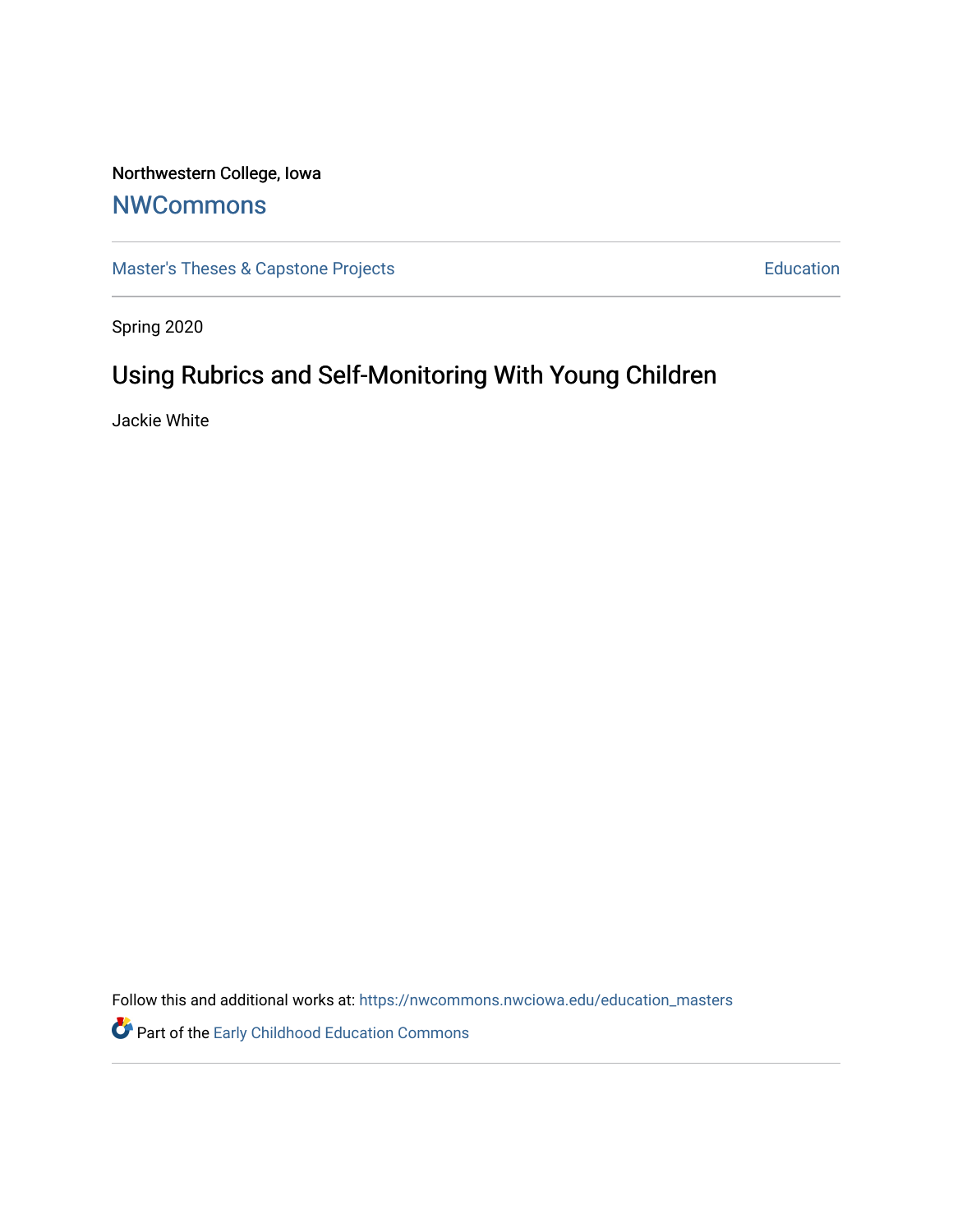Northwestern College, Iowa

# NWCommons

Master's Theses & Capstone Projects | Education

Spring 2020

## Using Rubrics and Self-Monitoring With Young Children

Jackie White

Follow this and additional works at: https://nwcommons.nwciowa.edu/education_masters

Part of the Early Childhood Education Commons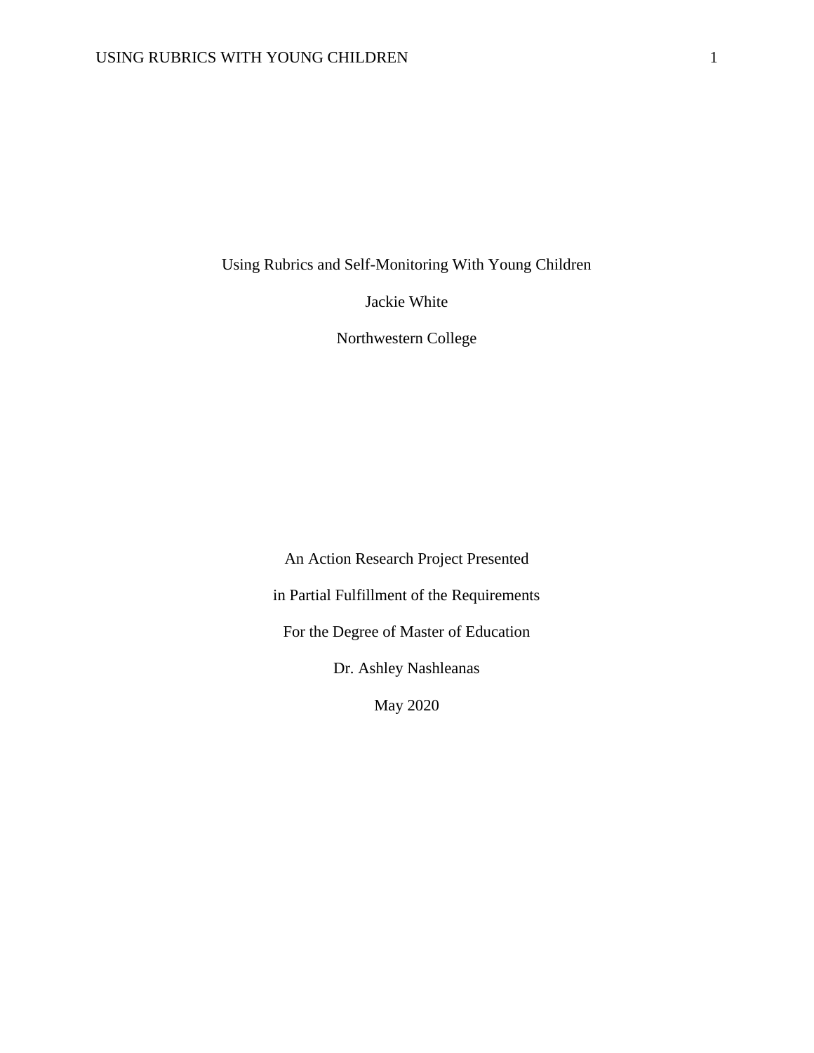Using Rubrics and Self-Monitoring With Young Children

Jackie White

Northwestern College

An Action Research Project Presented

in Partial Fulfillment of the Requirements

For the Degree of Master of Education

Dr. Ashley Nashleanas

May 2020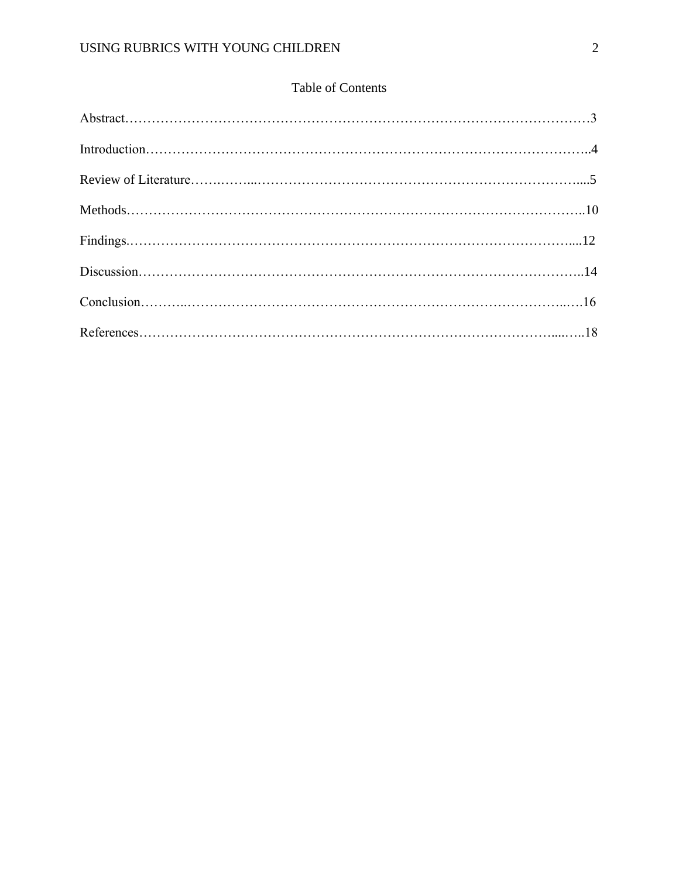# Table of Contents

Abstract…………………………………………………………………………………………3

Introduction……………………………………………………………………………………..4

Review of Literature…….……...…………………………………………………………….....5

Methods…………………………………………………………………………………………..10

Findings.……………………………………………………………………………………....12

Discussion………………………………………………………………………………………..14

Conclusion………..……………………………………………………………………..….16

References…………………………………………………………………………………...…..18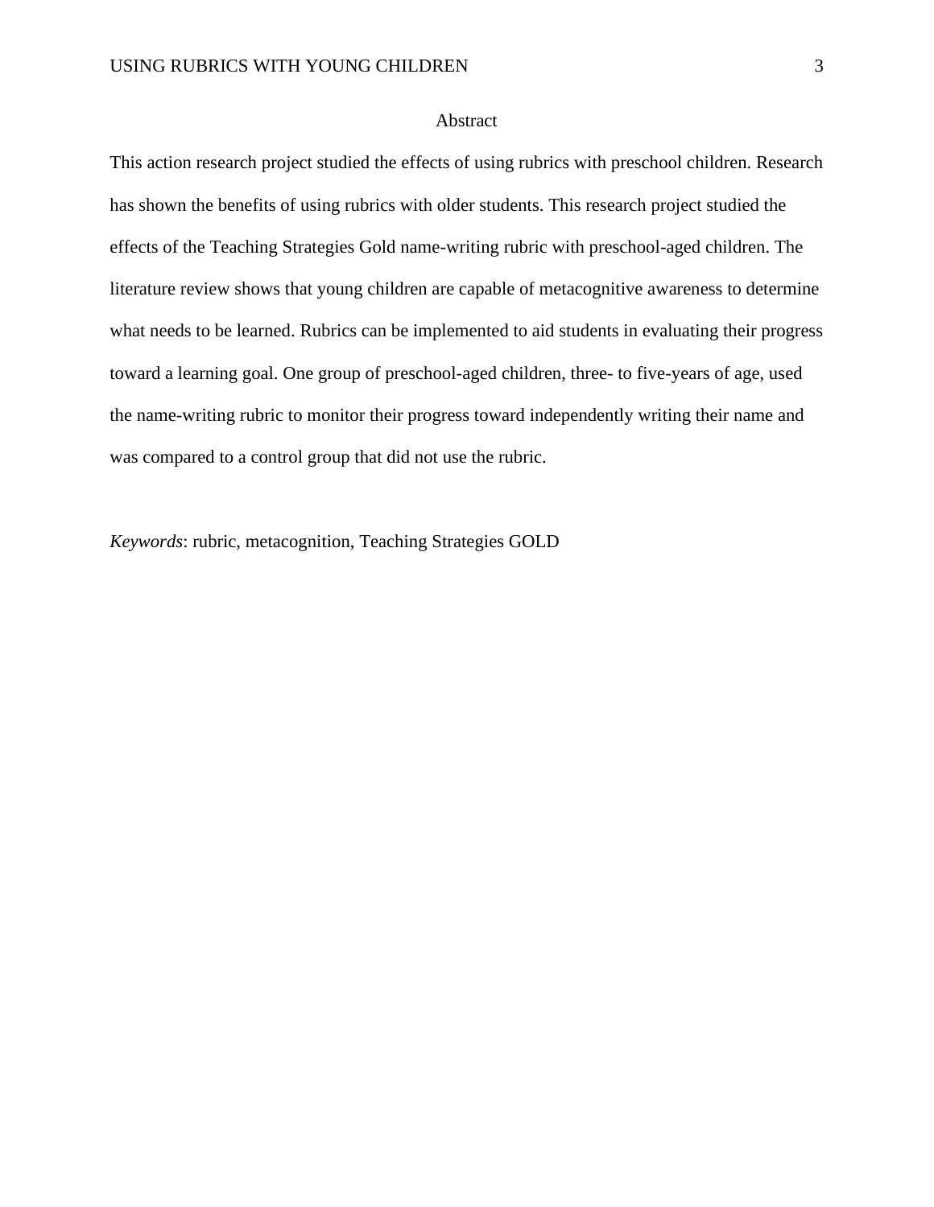# Abstract

This action research project studied the effects of using rubrics with preschool children. Research has shown the benefits of using rubrics with older students. This research project studied the effects of the Teaching Strategies Gold name-writing rubric with preschool-aged children. The literature review shows that young children are capable of metacognitive awareness to determine what needs to be learned. Rubrics can be implemented to aid students in evaluating their progress toward a learning goal. One group of preschool-aged children, three- to five-years of age, used the name-writing rubric to monitor their progress toward independently writing their name and was compared to a control group that did not use the rubric.

*Keywords*: rubric, metacognition, Teaching Strategies GOLD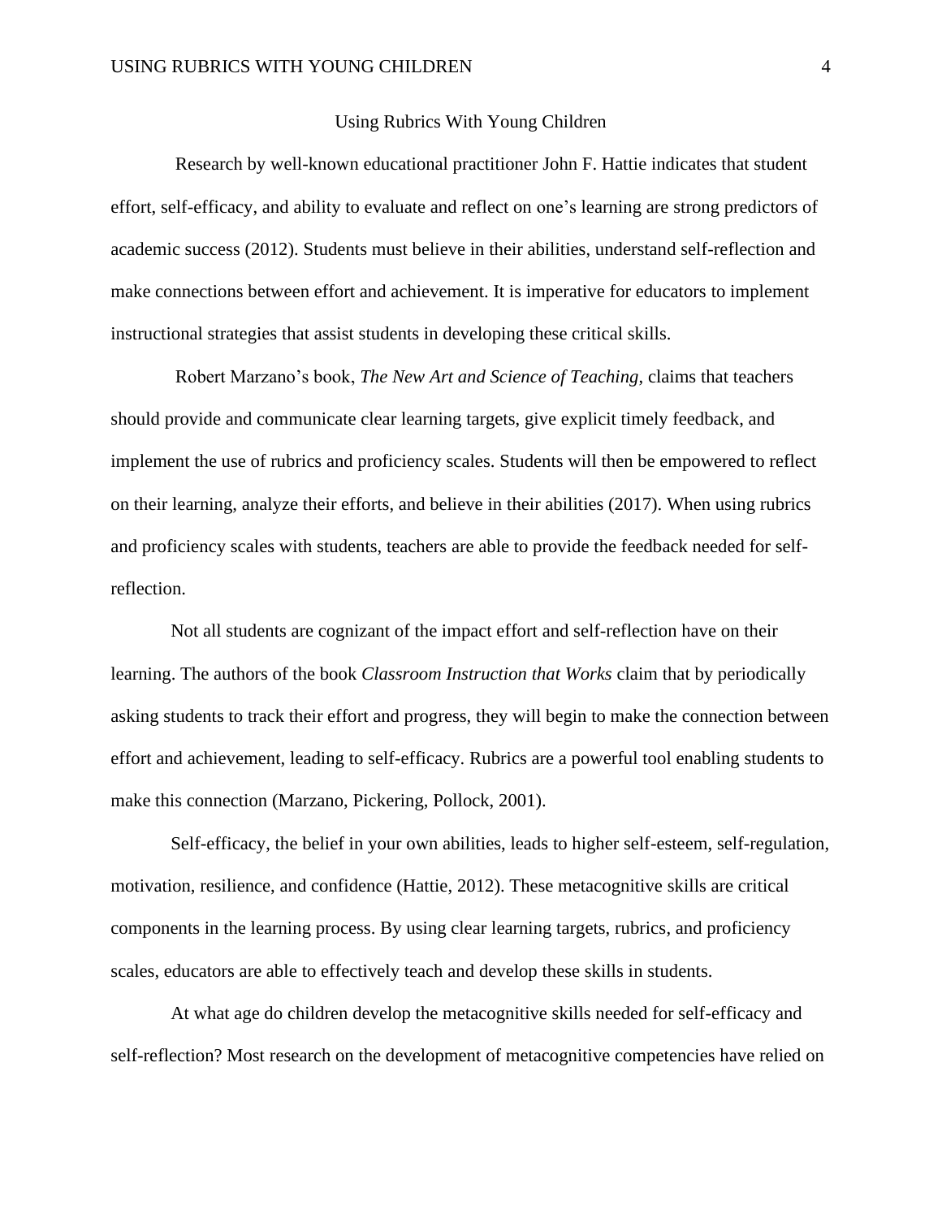# Using Rubrics With Young Children

Research by well-known educational practitioner John F. Hattie indicates that student effort, self-efficacy, and ability to evaluate and reflect on one's learning are strong predictors of academic success (2012). Students must believe in their abilities, understand self-reflection and make connections between effort and achievement. It is imperative for educators to implement instructional strategies that assist students in developing these critical skills.

Robert Marzano's book, *The New Art and Science of Teaching*, claims that teachers should provide and communicate clear learning targets, give explicit timely feedback, and implement the use of rubrics and proficiency scales. Students will then be empowered to reflect on their learning, analyze their efforts, and believe in their abilities (2017). When using rubrics and proficiency scales with students, teachers are able to provide the feedback needed for self-reflection.

Not all students are cognizant of the impact effort and self-reflection have on their learning. The authors of the book *Classroom Instruction that Works* claim that by periodically asking students to track their effort and progress, they will begin to make the connection between effort and achievement, leading to self-efficacy. Rubrics are a powerful tool enabling students to make this connection (Marzano, Pickering, Pollock, 2001).

Self-efficacy, the belief in your own abilities, leads to higher self-esteem, self-regulation, motivation, resilience, and confidence (Hattie, 2012). These metacognitive skills are critical components in the learning process. By using clear learning targets, rubrics, and proficiency scales, educators are able to effectively teach and develop these skills in students.

At what age do children develop the metacognitive skills needed for self-efficacy and self-reflection? Most research on the development of metacognitive competencies have relied on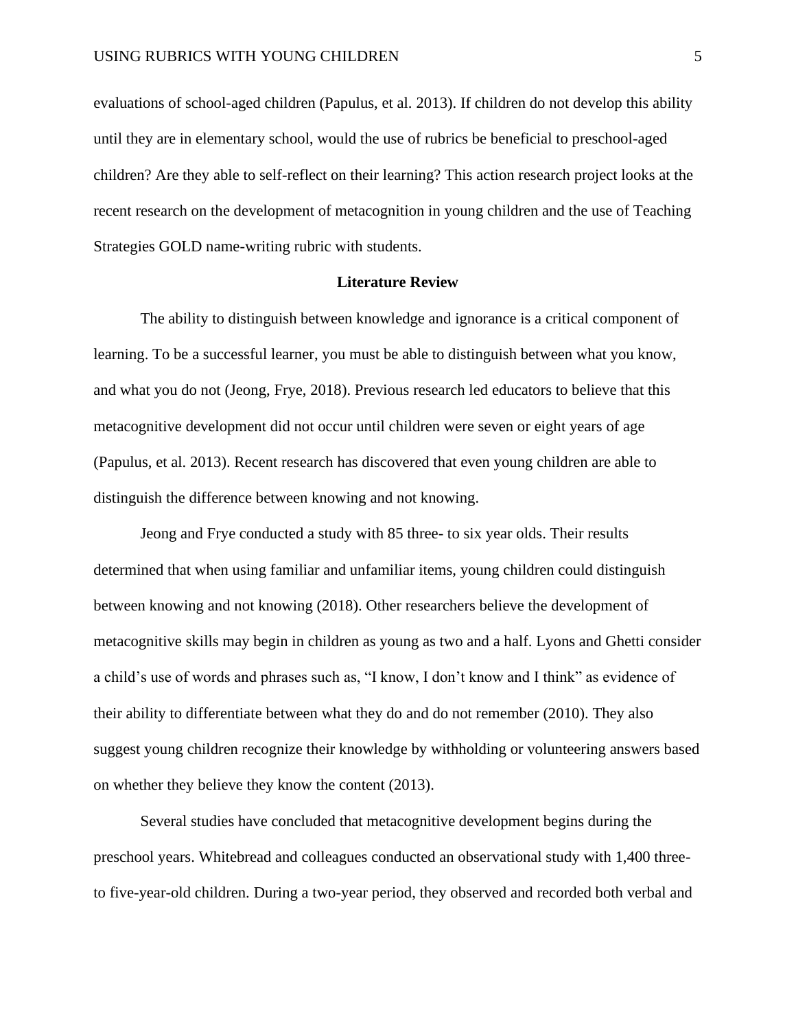evaluations of school-aged children (Papulus, et al. 2013). If children do not develop this ability until they are in elementary school, would the use of rubrics be beneficial to preschool-aged children? Are they able to self-reflect on their learning? This action research project looks at the recent research on the development of metacognition in young children and the use of Teaching Strategies GOLD name-writing rubric with students.

## Literature Review

The ability to distinguish between knowledge and ignorance is a critical component of learning. To be a successful learner, you must be able to distinguish between what you know, and what you do not (Jeong, Frye, 2018). Previous research led educators to believe that this metacognitive development did not occur until children were seven or eight years of age (Papulus, et al. 2013). Recent research has discovered that even young children are able to distinguish the difference between knowing and not knowing.

Jeong and Frye conducted a study with 85 three- to six year olds. Their results determined that when using familiar and unfamiliar items, young children could distinguish between knowing and not knowing (2018). Other researchers believe the development of metacognitive skills may begin in children as young as two and a half. Lyons and Ghetti consider a child's use of words and phrases such as, "I know, I don't know and I think" as evidence of their ability to differentiate between what they do and do not remember (2010). They also suggest young children recognize their knowledge by withholding or volunteering answers based on whether they believe they know the content (2013).

Several studies have concluded that metacognitive development begins during the preschool years. Whitebread and colleagues conducted an observational study with 1,400 three- to five-year-old children. During a two-year period, they observed and recorded both verbal and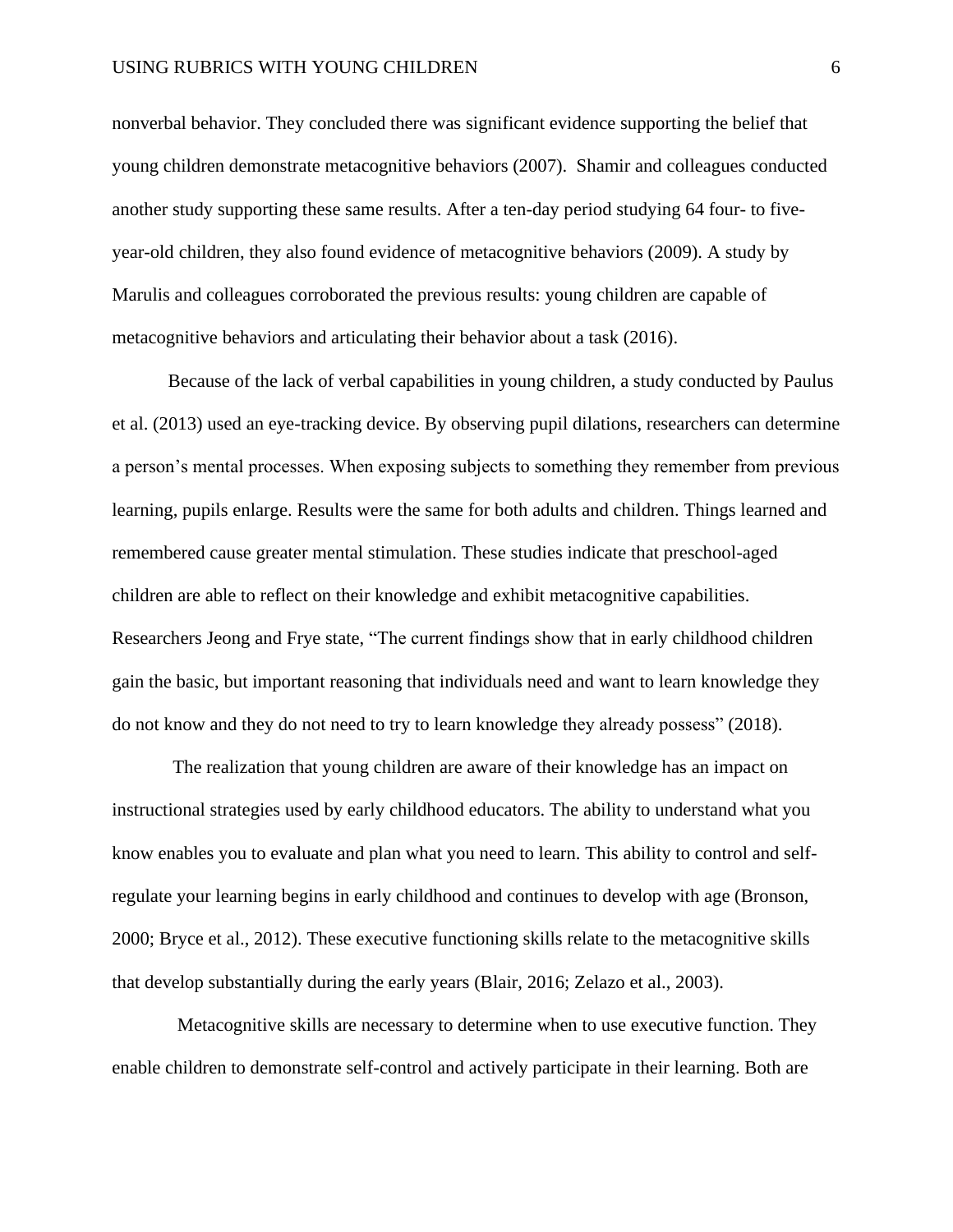nonverbal behavior. They concluded there was significant evidence supporting the belief that young children demonstrate metacognitive behaviors (2007). Shamir and colleagues conducted another study supporting these same results. After a ten-day period studying 64 four- to five-year-old children, they also found evidence of metacognitive behaviors (2009). A study by Marulis and colleagues corroborated the previous results: young children are capable of metacognitive behaviors and articulating their behavior about a task (2016).

Because of the lack of verbal capabilities in young children, a study conducted by Paulus et al. (2013) used an eye-tracking device. By observing pupil dilations, researchers can determine a person's mental processes. When exposing subjects to something they remember from previous learning, pupils enlarge. Results were the same for both adults and children. Things learned and remembered cause greater mental stimulation. These studies indicate that preschool-aged children are able to reflect on their knowledge and exhibit metacognitive capabilities. Researchers Jeong and Frye state, "The current findings show that in early childhood children gain the basic, but important reasoning that individuals need and want to learn knowledge they do not know and they do not need to try to learn knowledge they already possess" (2018).

The realization that young children are aware of their knowledge has an impact on instructional strategies used by early childhood educators. The ability to understand what you know enables you to evaluate and plan what you need to learn. This ability to control and self-regulate your learning begins in early childhood and continues to develop with age (Bronson, 2000; Bryce et al., 2012). These executive functioning skills relate to the metacognitive skills that develop substantially during the early years (Blair, 2016; Zelazo et al., 2003).

Metacognitive skills are necessary to determine when to use executive function. They enable children to demonstrate self-control and actively participate in their learning. Both are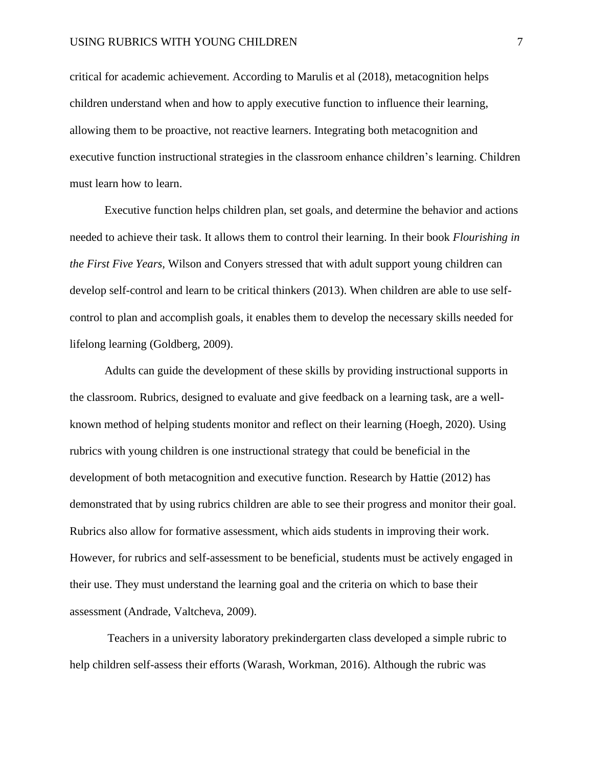critical for academic achievement. According to Marulis et al (2018), metacognition helps children understand when and how to apply executive function to influence their learning, allowing them to be proactive, not reactive learners. Integrating both metacognition and executive function instructional strategies in the classroom enhance children's learning. Children must learn how to learn.

Executive function helps children plan, set goals, and determine the behavior and actions needed to achieve their task. It allows them to control their learning. In their book *Flourishing in the First Five Years,* Wilson and Conyers stressed that with adult support young children can develop self-control and learn to be critical thinkers (2013). When children are able to use self-control to plan and accomplish goals, it enables them to develop the necessary skills needed for lifelong learning (Goldberg, 2009).

Adults can guide the development of these skills by providing instructional supports in the classroom. Rubrics, designed to evaluate and give feedback on a learning task, are a well-known method of helping students monitor and reflect on their learning (Hoegh, 2020). Using rubrics with young children is one instructional strategy that could be beneficial in the development of both metacognition and executive function. Research by Hattie (2012) has demonstrated that by using rubrics children are able to see their progress and monitor their goal. Rubrics also allow for formative assessment, which aids students in improving their work. However, for rubrics and self-assessment to be beneficial, students must be actively engaged in their use. They must understand the learning goal and the criteria on which to base their assessment (Andrade, Valtcheva, 2009).

Teachers in a university laboratory prekindergarten class developed a simple rubric to help children self-assess their efforts (Warash, Workman, 2016). Although the rubric was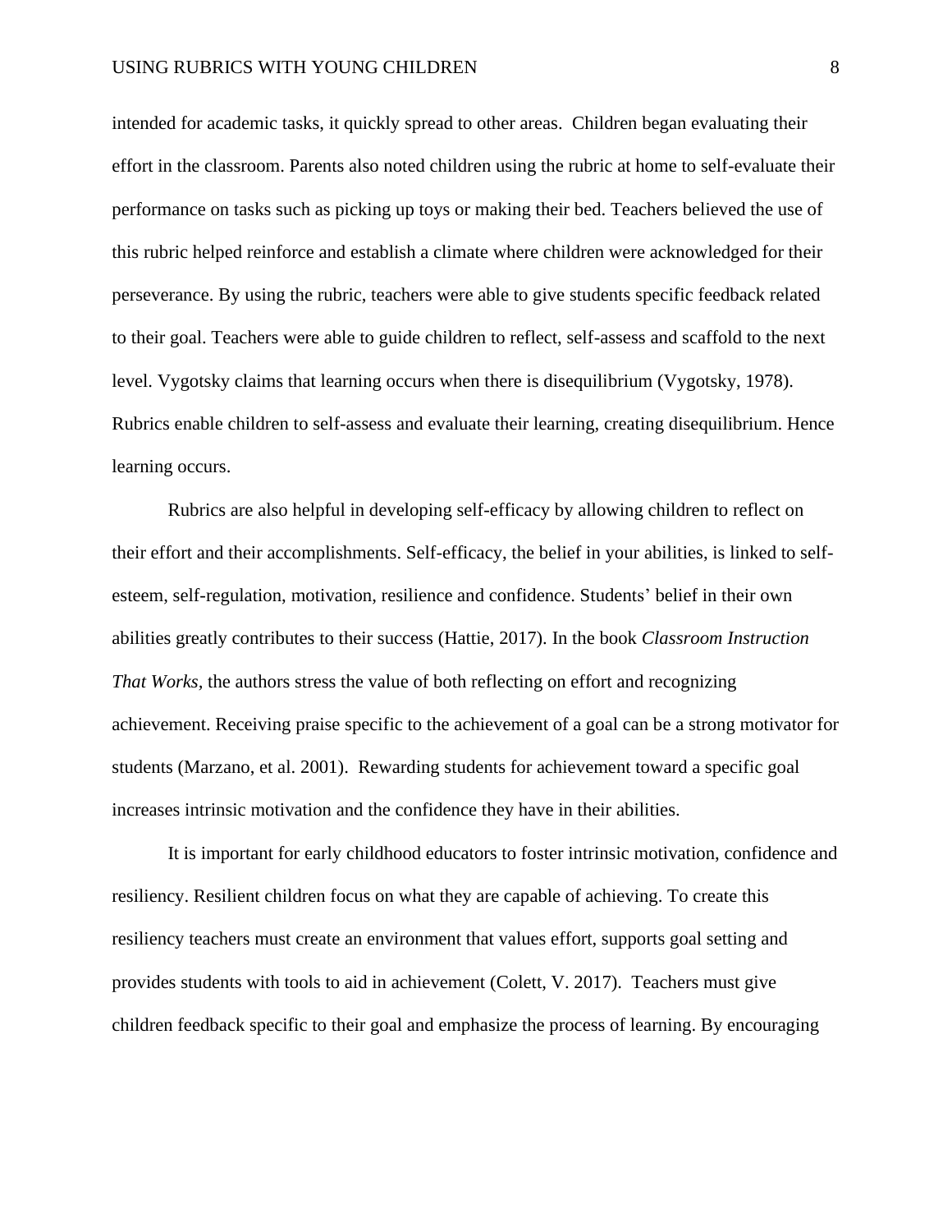intended for academic tasks, it quickly spread to other areas. Children began evaluating their effort in the classroom. Parents also noted children using the rubric at home to self-evaluate their performance on tasks such as picking up toys or making their bed. Teachers believed the use of this rubric helped reinforce and establish a climate where children were acknowledged for their perseverance. By using the rubric, teachers were able to give students specific feedback related to their goal. Teachers were able to guide children to reflect, self-assess and scaffold to the next level. Vygotsky claims that learning occurs when there is disequilibrium (Vygotsky, 1978). Rubrics enable children to self-assess and evaluate their learning, creating disequilibrium. Hence learning occurs.

Rubrics are also helpful in developing self-efficacy by allowing children to reflect on their effort and their accomplishments. Self-efficacy, the belief in your abilities, is linked to self-esteem, self-regulation, motivation, resilience and confidence. Students' belief in their own abilities greatly contributes to their success (Hattie, 2017). In the book *Classroom Instruction That Works,* the authors stress the value of both reflecting on effort and recognizing achievement. Receiving praise specific to the achievement of a goal can be a strong motivator for students (Marzano, et al. 2001). Rewarding students for achievement toward a specific goal increases intrinsic motivation and the confidence they have in their abilities.

It is important for early childhood educators to foster intrinsic motivation, confidence and resiliency. Resilient children focus on what they are capable of achieving. To create this resiliency teachers must create an environment that values effort, supports goal setting and provides students with tools to aid in achievement (Colett, V. 2017). Teachers must give children feedback specific to their goal and emphasize the process of learning. By encouraging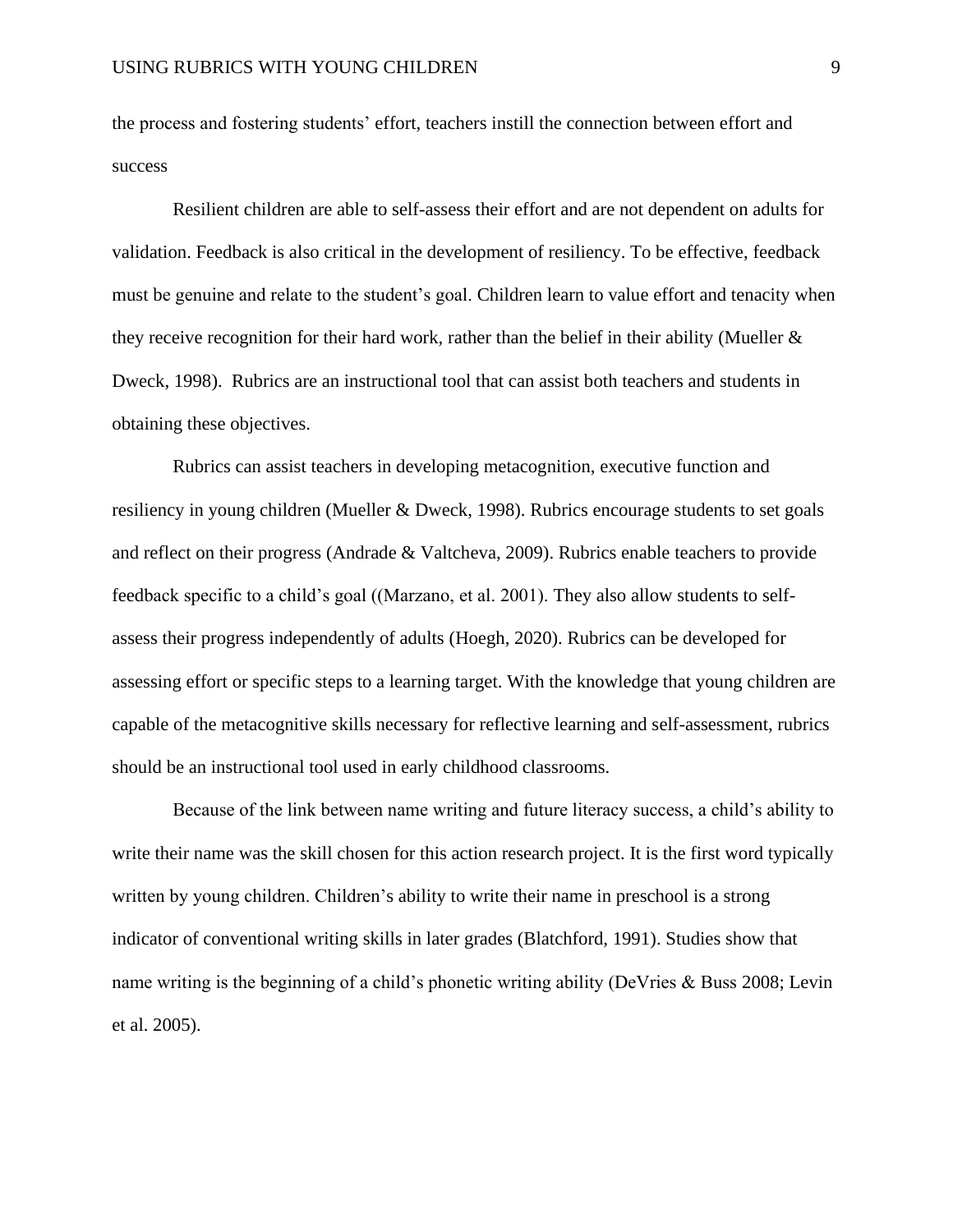the process and fostering students' effort, teachers instill the connection between effort and success

Resilient children are able to self-assess their effort and are not dependent on adults for validation. Feedback is also critical in the development of resiliency. To be effective, feedback must be genuine and relate to the student's goal. Children learn to value effort and tenacity when they receive recognition for their hard work, rather than the belief in their ability (Mueller & Dweck, 1998). Rubrics are an instructional tool that can assist both teachers and students in obtaining these objectives.

Rubrics can assist teachers in developing metacognition, executive function and resiliency in young children (Mueller & Dweck, 1998). Rubrics encourage students to set goals and reflect on their progress (Andrade & Valtcheva, 2009). Rubrics enable teachers to provide feedback specific to a child's goal ((Marzano, et al. 2001). They also allow students to self-assess their progress independently of adults (Hoegh, 2020). Rubrics can be developed for assessing effort or specific steps to a learning target. With the knowledge that young children are capable of the metacognitive skills necessary for reflective learning and self-assessment, rubrics should be an instructional tool used in early childhood classrooms.

Because of the link between name writing and future literacy success, a child's ability to write their name was the skill chosen for this action research project. It is the first word typically written by young children. Children's ability to write their name in preschool is a strong indicator of conventional writing skills in later grades (Blatchford, 1991). Studies show that name writing is the beginning of a child's phonetic writing ability (DeVries & Buss 2008; Levin et al. 2005).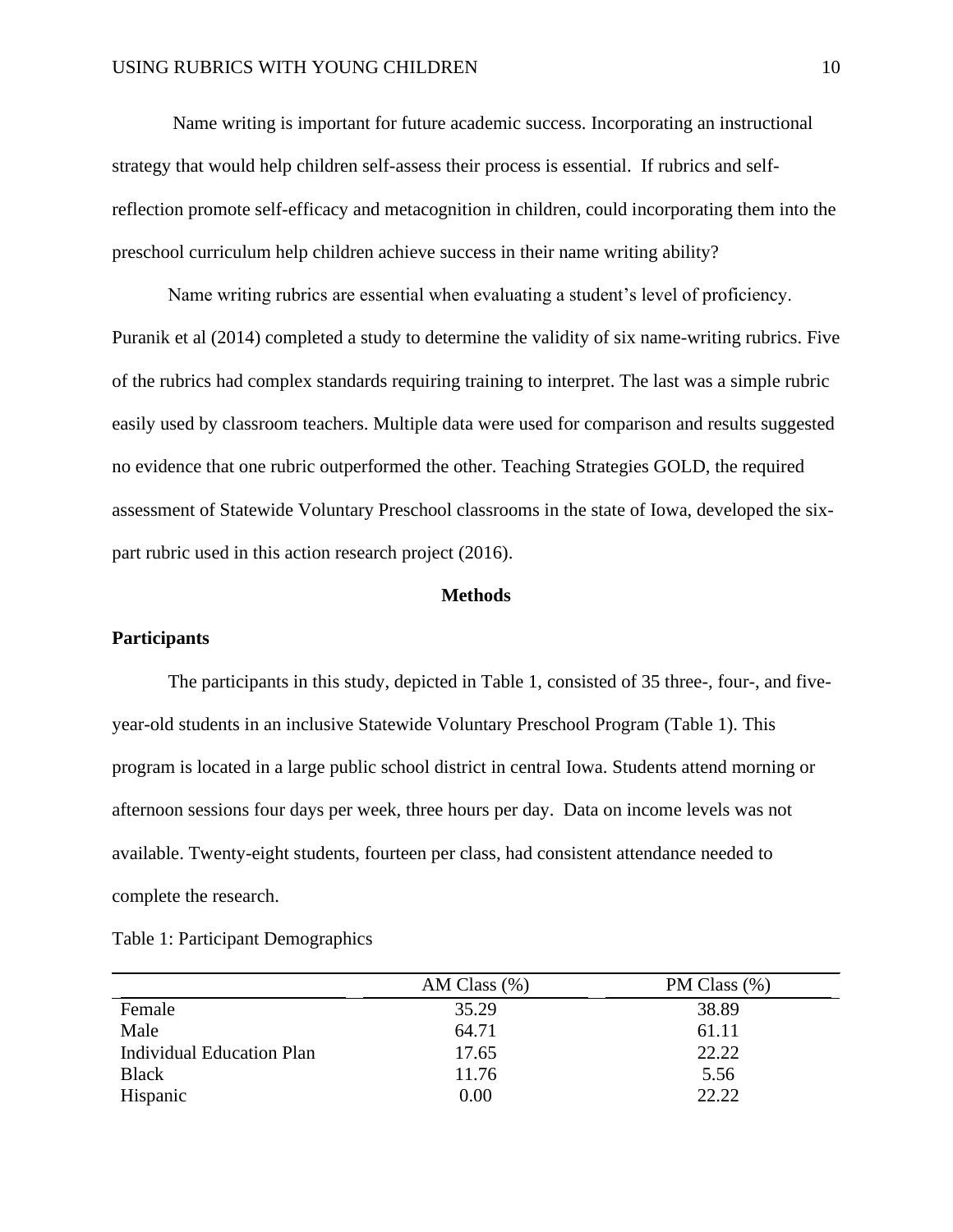Name writing is important for future academic success. Incorporating an instructional strategy that would help children self-assess their process is essential. If rubrics and self-reflection promote self-efficacy and metacognition in children, could incorporating them into the preschool curriculum help children achieve success in their name writing ability?

Name writing rubrics are essential when evaluating a student's level of proficiency. Puranik et al (2014) completed a study to determine the validity of six name-writing rubrics. Five of the rubrics had complex standards requiring training to interpret. The last was a simple rubric easily used by classroom teachers. Multiple data were used for comparison and results suggested no evidence that one rubric outperformed the other. Teaching Strategies GOLD, the required assessment of Statewide Voluntary Preschool classrooms in the state of Iowa, developed the six-part rubric used in this action research project (2016).

## Methods

### Participants

The participants in this study, depicted in Table 1, consisted of 35 three-, four-, and five-year-old students in an inclusive Statewide Voluntary Preschool Program (Table 1). This program is located in a large public school district in central Iowa. Students attend morning or afternoon sessions four days per week, three hours per day. Data on income levels was not available. Twenty-eight students, fourteen per class, had consistent attendance needed to complete the research.

Table 1: Participant Demographics

| | AM Class (%) | PM Class (%) |
|---|---|---|
| Female | 35.29 | 38.89 |
| Male | 64.71 | 61.11 |
| Individual Education Plan | 17.65 | 22.22 |
| Black | 11.76 | 5.56 |
| Hispanic | 0.00 | 22.22 |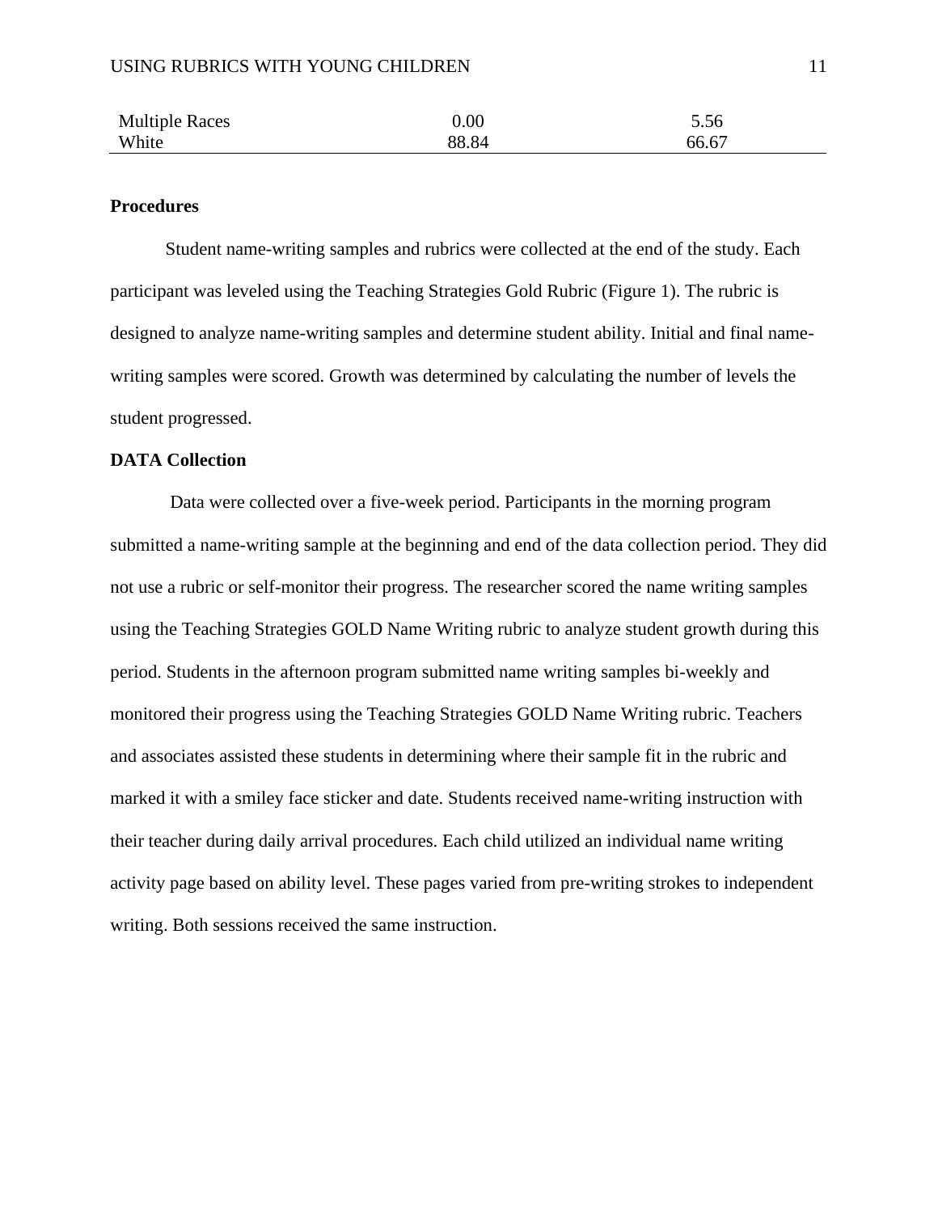| | | |
|---|---|---|
| Multiple Races | 0.00 | 5.56 |
| White | 88.84 | 66.67 |

**Procedures**

Student name-writing samples and rubrics were collected at the end of the study. Each participant was leveled using the Teaching Strategies Gold Rubric (Figure 1). The rubric is designed to analyze name-writing samples and determine student ability. Initial and final name-writing samples were scored. Growth was determined by calculating the number of levels the student progressed.

**DATA Collection**

Data were collected over a five-week period. Participants in the morning program submitted a name-writing sample at the beginning and end of the data collection period. They did not use a rubric or self-monitor their progress. The researcher scored the name writing samples using the Teaching Strategies GOLD Name Writing rubric to analyze student growth during this period. Students in the afternoon program submitted name writing samples bi-weekly and monitored their progress using the Teaching Strategies GOLD Name Writing rubric. Teachers and associates assisted these students in determining where their sample fit in the rubric and marked it with a smiley face sticker and date. Students received name-writing instruction with their teacher during daily arrival procedures. Each child utilized an individual name writing activity page based on ability level. These pages varied from pre-writing strokes to independent writing. Both sessions received the same instruction.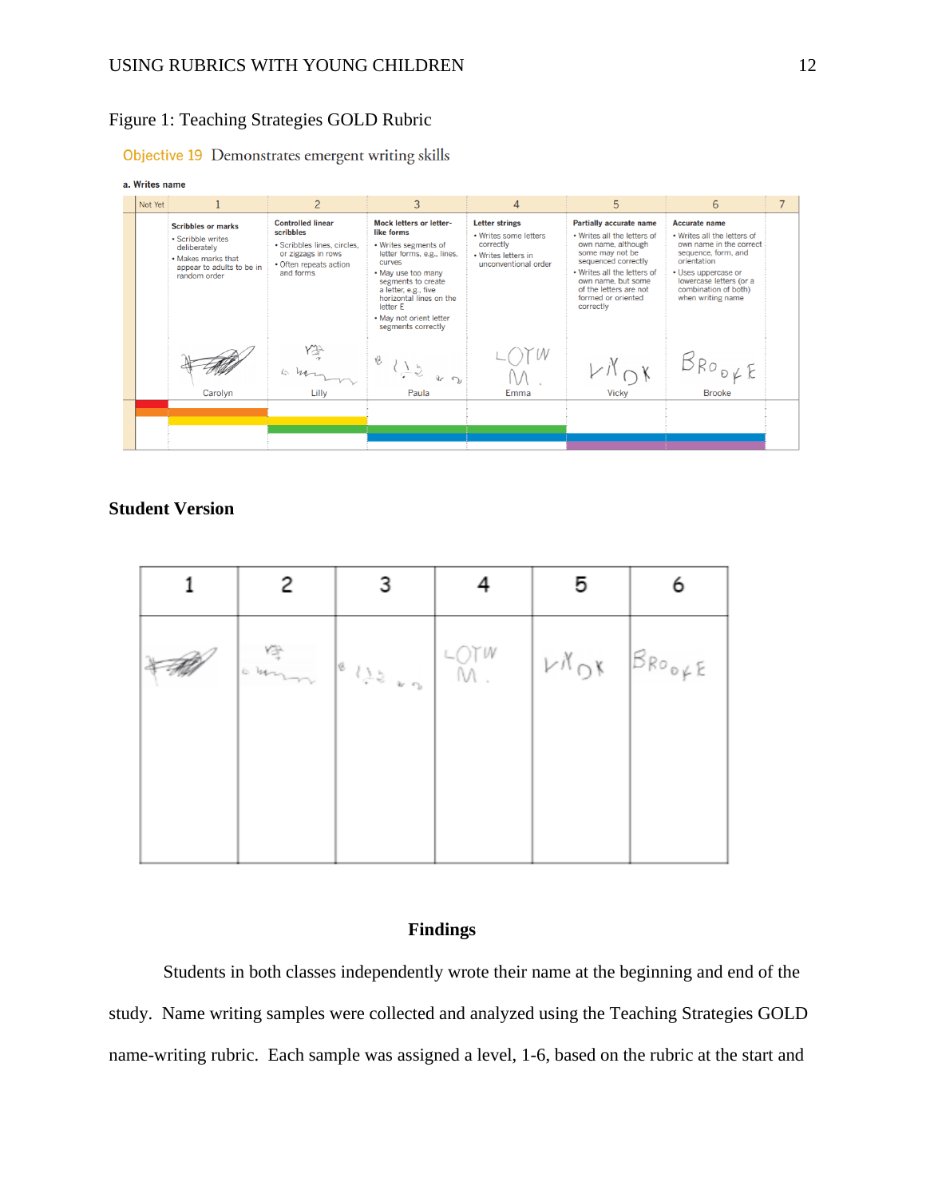Figure 1: Teaching Strategies GOLD Rubric

Objective 19 Demonstrates emergent writing skills

a. Writes name

| Not Yet | 1 | 2 | 3 | 4 | 5 | 6 | 7 |
|---|---|---|---|---|---|---|---|
| | **Scribbles or marks** | **Controlled linear scribbles** | **Mock letters or letter-like forms** | **Letter strings** | **Partially accurate name** | **Accurate name** | |
| | • Scribble writes deliberately<br>• Makes marks that appear to adults to be in random order | • Scribbles lines, circles, or zigzags in rows<br>• Often repeats action and forms | • Writes segments of letter forms, e.g., lines, curves<br>• May use too many segments to create a letter, e.g., five horizontal lines on the letter E<br>• May not orient letter segments correctly | • Writes some letters correctly<br>• Writes letters in unconventional order | • Writes all the letters of own name, although some may not be sequenced correctly<br>• Writes all the letters of own name, but some of the letters are not formed or oriented correctly | • Writes all the letters of own name in the correct sequence, form, and orientation<br>• Uses uppercase or lowercase letters (or a combination of both) when writing name | |
| | Carolyn | Lilly | Paula | Emma | Vicky | Brooke | |

**Student Version**

| 1 | 2 | 3 | 4 | 5 | 6 |
|---|---|---|---|---|---|
| | | | | | |

## Findings

Students in both classes independently wrote their name at the beginning and end of the study. Name writing samples were collected and analyzed using the Teaching Strategies GOLD name-writing rubric. Each sample was assigned a level, 1-6, based on the rubric at the start and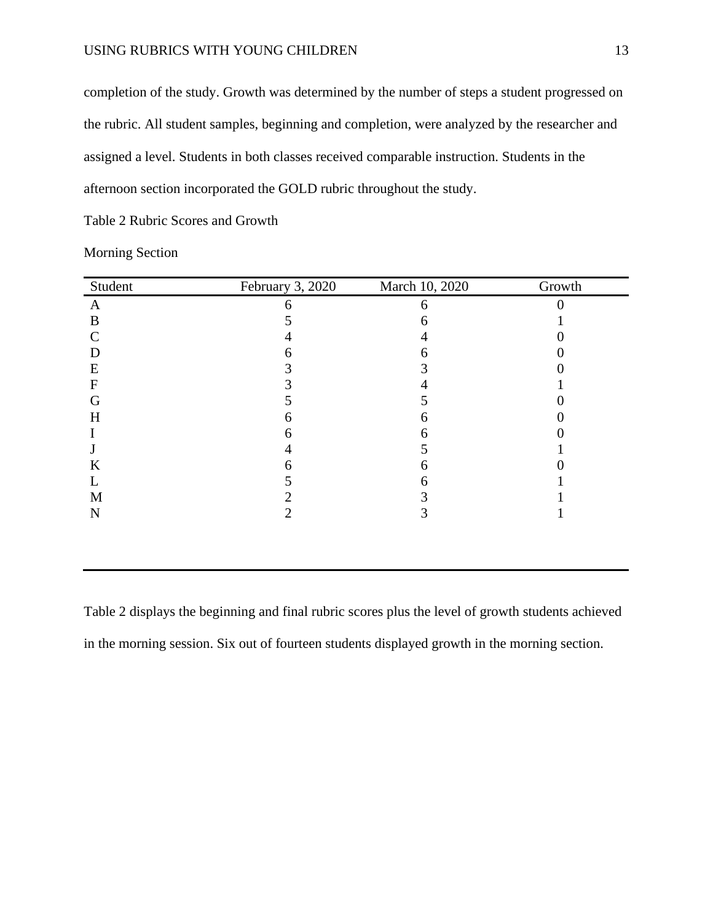completion of the study. Growth was determined by the number of steps a student progressed on the rubric. All student samples, beginning and completion, were analyzed by the researcher and assigned a level. Students in both classes received comparable instruction. Students in the afternoon section incorporated the GOLD rubric throughout the study.

Table 2 Rubric Scores and Growth

Morning Section

| Student | February 3, 2020 | March 10, 2020 | Growth |
|---|---|---|---|
| A | 6 | 6 | 0 |
| B | 5 | 6 | 1 |
| C | 4 | 4 | 0 |
| D | 6 | 6 | 0 |
| E | 3 | 3 | 0 |
| F | 3 | 4 | 1 |
| G | 5 | 5 | 0 |
| H | 6 | 6 | 0 |
| I | 6 | 6 | 0 |
| J | 4 | 5 | 1 |
| K | 6 | 6 | 0 |
| L | 5 | 6 | 1 |
| M | 2 | 3 | 1 |
| N | 2 | 3 | 1 |

Table 2 displays the beginning and final rubric scores plus the level of growth students achieved in the morning session. Six out of fourteen students displayed growth in the morning section.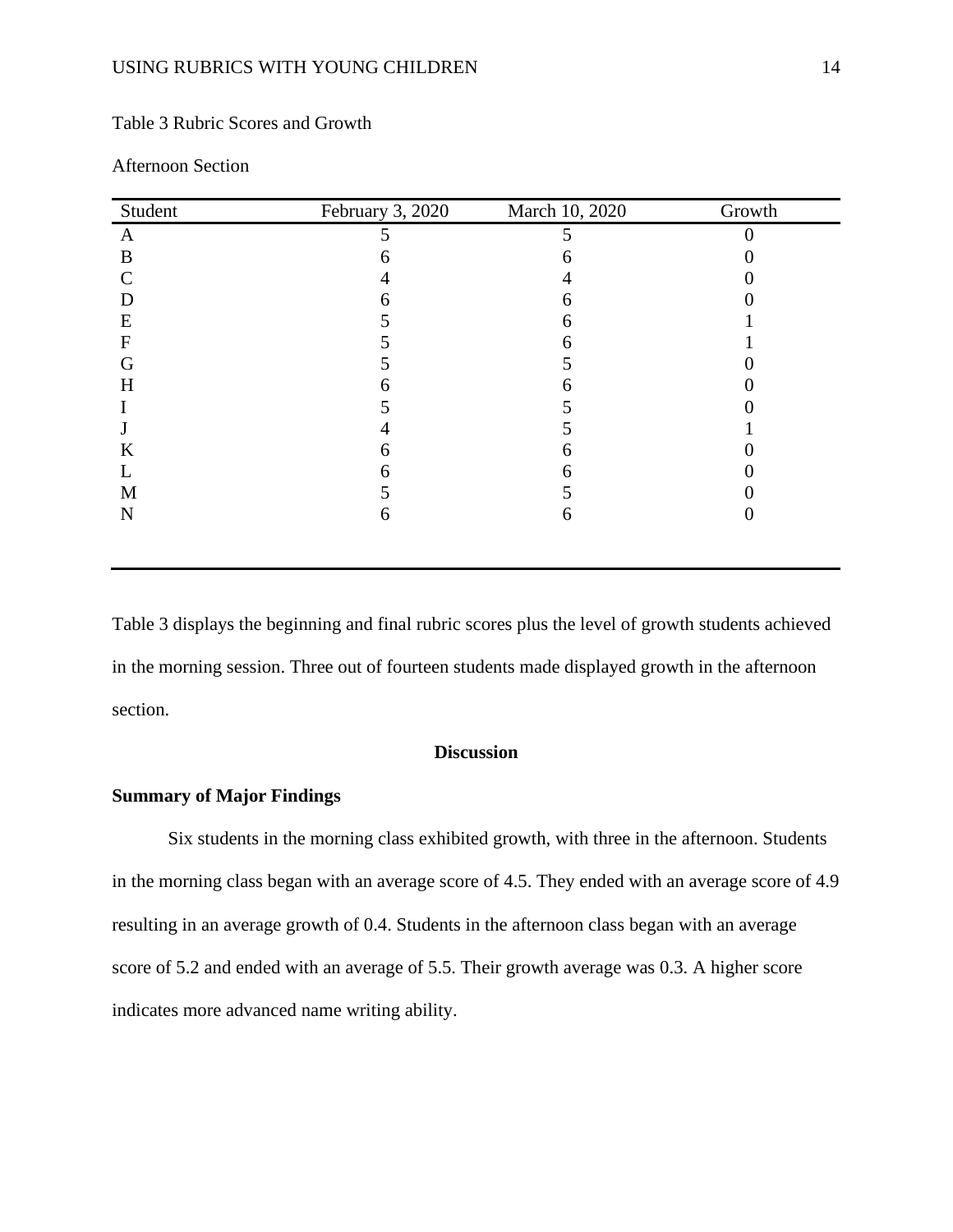Table 3 Rubric Scores and Growth

Afternoon Section

| Student | February 3, 2020 | March 10, 2020 | Growth |
|---|---|---|---|
| A | 5 | 5 | 0 |
| B | 6 | 6 | 0 |
| C | 4 | 4 | 0 |
| D | 6 | 6 | 0 |
| E | 5 | 6 | 1 |
| F | 5 | 6 | 1 |
| G | 5 | 5 | 0 |
| H | 6 | 6 | 0 |
| I | 5 | 5 | 0 |
| J | 4 | 5 | 1 |
| K | 6 | 6 | 0 |
| L | 6 | 6 | 0 |
| M | 5 | 5 | 0 |
| N | 6 | 6 | 0 |

Table 3 displays the beginning and final rubric scores plus the level of growth students achieved in the morning session. Three out of fourteen students made displayed growth in the afternoon section.

## Discussion

### Summary of Major Findings

Six students in the morning class exhibited growth, with three in the afternoon. Students in the morning class began with an average score of 4.5. They ended with an average score of 4.9 resulting in an average growth of 0.4. Students in the afternoon class began with an average score of 5.2 and ended with an average of 5.5. Their growth average was 0.3. A higher score indicates more advanced name writing ability.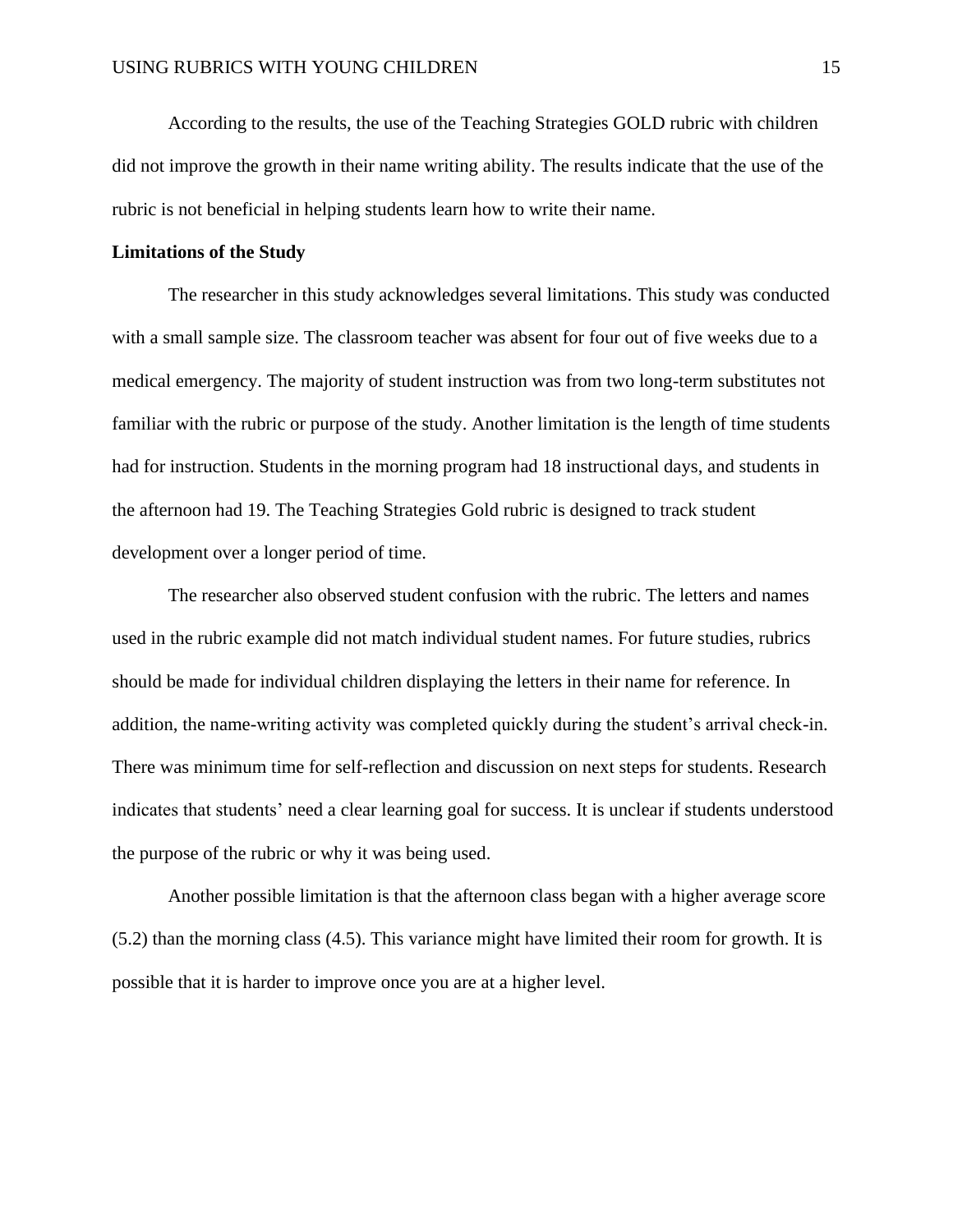According to the results, the use of the Teaching Strategies GOLD rubric with children did not improve the growth in their name writing ability. The results indicate that the use of the rubric is not beneficial in helping students learn how to write their name.

**Limitations of the Study**

The researcher in this study acknowledges several limitations. This study was conducted with a small sample size. The classroom teacher was absent for four out of five weeks due to a medical emergency. The majority of student instruction was from two long-term substitutes not familiar with the rubric or purpose of the study. Another limitation is the length of time students had for instruction. Students in the morning program had 18 instructional days, and students in the afternoon had 19. The Teaching Strategies Gold rubric is designed to track student development over a longer period of time.

The researcher also observed student confusion with the rubric. The letters and names used in the rubric example did not match individual student names. For future studies, rubrics should be made for individual children displaying the letters in their name for reference. In addition, the name-writing activity was completed quickly during the student's arrival check-in. There was minimum time for self-reflection and discussion on next steps for students. Research indicates that students' need a clear learning goal for success. It is unclear if students understood the purpose of the rubric or why it was being used.

Another possible limitation is that the afternoon class began with a higher average score (5.2) than the morning class (4.5). This variance might have limited their room for growth. It is possible that it is harder to improve once you are at a higher level.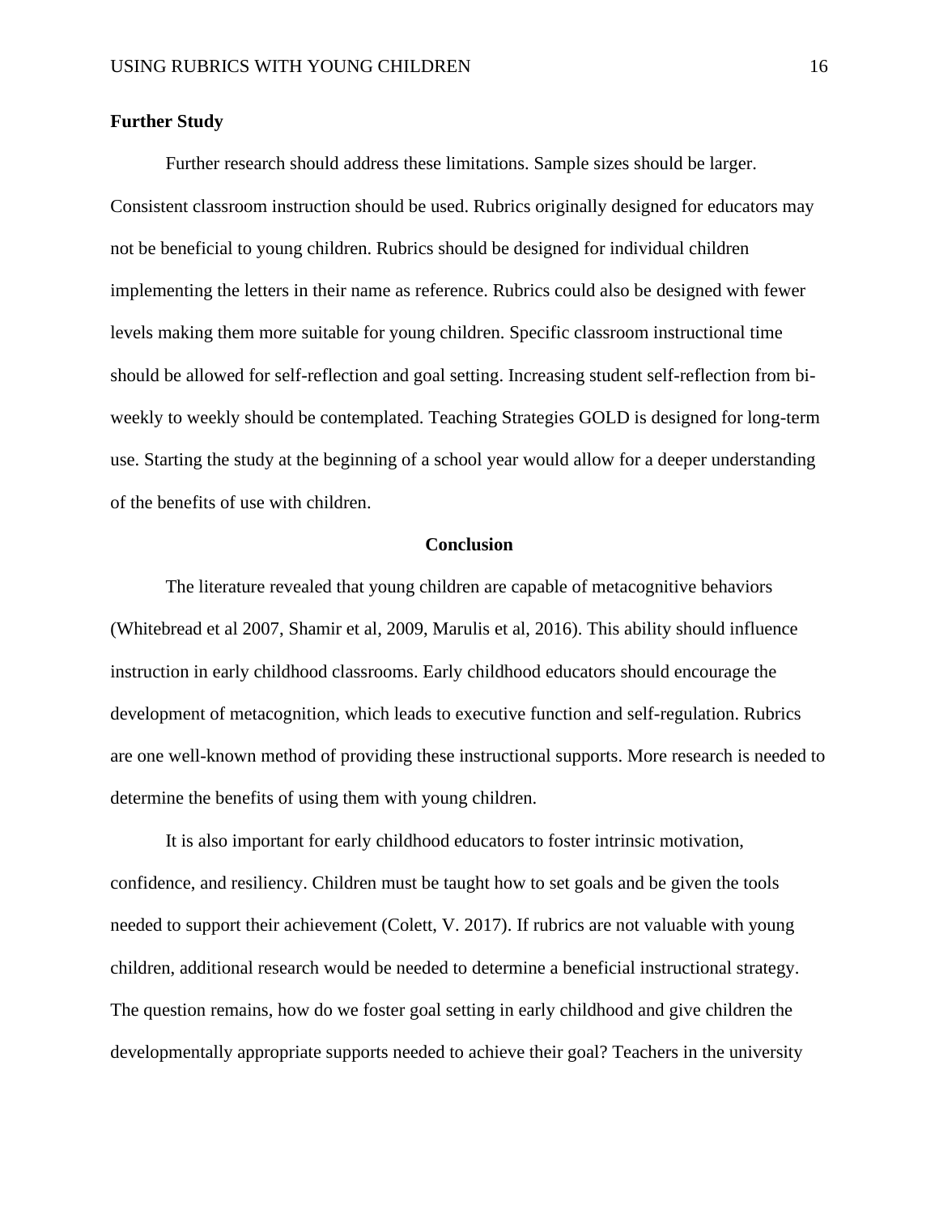### Further Study

Further research should address these limitations. Sample sizes should be larger. Consistent classroom instruction should be used. Rubrics originally designed for educators may not be beneficial to young children. Rubrics should be designed for individual children implementing the letters in their name as reference. Rubrics could also be designed with fewer levels making them more suitable for young children. Specific classroom instructional time should be allowed for self-reflection and goal setting. Increasing student self-reflection from bi-weekly to weekly should be contemplated. Teaching Strategies GOLD is designed for long-term use. Starting the study at the beginning of a school year would allow for a deeper understanding of the benefits of use with children.

## Conclusion

The literature revealed that young children are capable of metacognitive behaviors (Whitebread et al 2007, Shamir et al, 2009, Marulis et al, 2016). This ability should influence instruction in early childhood classrooms. Early childhood educators should encourage the development of metacognition, which leads to executive function and self-regulation. Rubrics are one well-known method of providing these instructional supports. More research is needed to determine the benefits of using them with young children.

It is also important for early childhood educators to foster intrinsic motivation, confidence, and resiliency. Children must be taught how to set goals and be given the tools needed to support their achievement (Colett, V. 2017). If rubrics are not valuable with young children, additional research would be needed to determine a beneficial instructional strategy. The question remains, how do we foster goal setting in early childhood and give children the developmentally appropriate supports needed to achieve their goal? Teachers in the university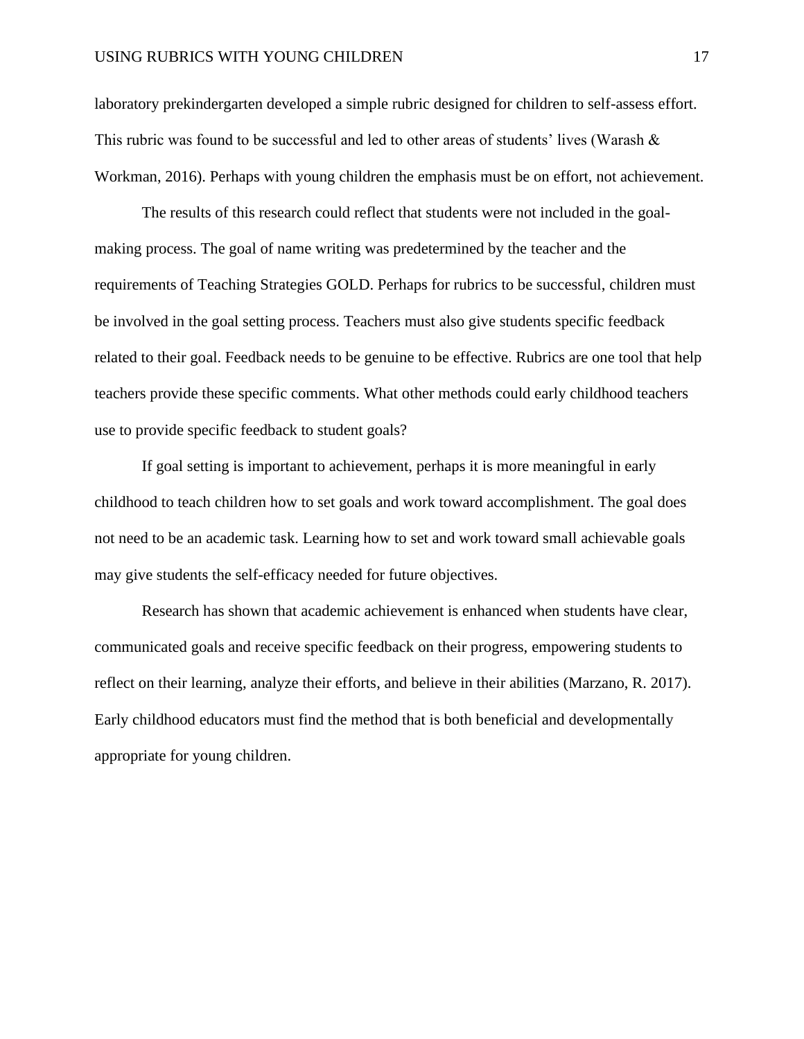laboratory prekindergarten developed a simple rubric designed for children to self-assess effort. This rubric was found to be successful and led to other areas of students' lives (Warash & Workman, 2016). Perhaps with young children the emphasis must be on effort, not achievement.

The results of this research could reflect that students were not included in the goal-making process. The goal of name writing was predetermined by the teacher and the requirements of Teaching Strategies GOLD. Perhaps for rubrics to be successful, children must be involved in the goal setting process. Teachers must also give students specific feedback related to their goal. Feedback needs to be genuine to be effective. Rubrics are one tool that help teachers provide these specific comments. What other methods could early childhood teachers use to provide specific feedback to student goals?

If goal setting is important to achievement, perhaps it is more meaningful in early childhood to teach children how to set goals and work toward accomplishment. The goal does not need to be an academic task. Learning how to set and work toward small achievable goals may give students the self-efficacy needed for future objectives.

Research has shown that academic achievement is enhanced when students have clear, communicated goals and receive specific feedback on their progress, empowering students to reflect on their learning, analyze their efforts, and believe in their abilities (Marzano, R. 2017). Early childhood educators must find the method that is both beneficial and developmentally appropriate for young children.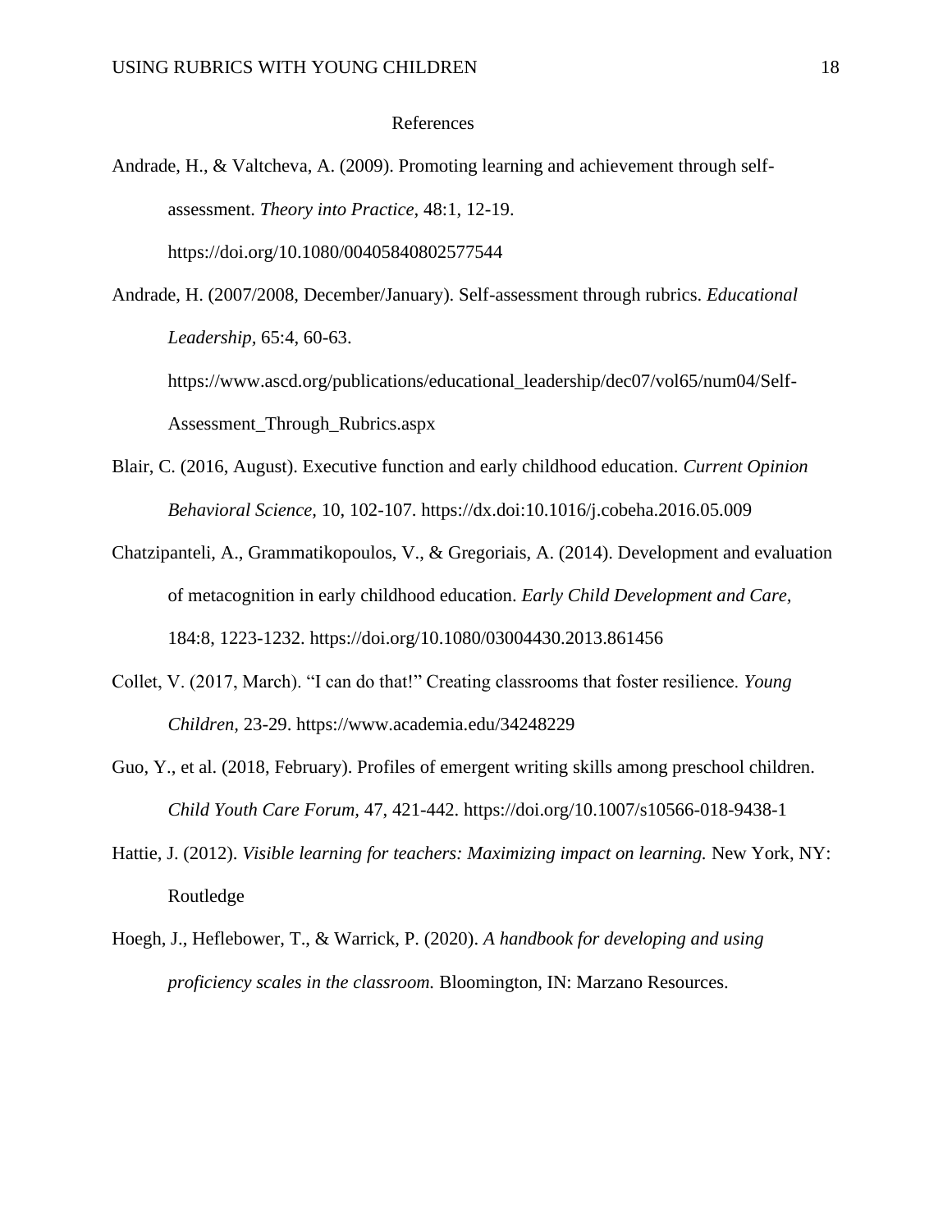# References

Andrade, H., & Valtcheva, A. (2009). Promoting learning and achievement through self-assessment. *Theory into Practice,* 48:1, 12-19. https://doi.org/10.1080/00405840802577544

Andrade, H. (2007/2008, December/January). Self-assessment through rubrics. *Educational Leadership,* 65:4, 60-63. https://www.ascd.org/publications/educational_leadership/dec07/vol65/num04/Self-Assessment_Through_Rubrics.aspx

Blair, C. (2016, August). Executive function and early childhood education. *Current Opinion Behavioral Science,* 10, 102-107. https://dx.doi:10.1016/j.cobeha.2016.05.009

Chatzipanteli, A., Grammatikopoulos, V., & Gregoriais, A. (2014). Development and evaluation of metacognition in early childhood education. *Early Child Development and Care,* 184:8, 1223-1232. https://doi.org/10.1080/03004430.2013.861456

Collet, V. (2017, March). "I can do that!" Creating classrooms that foster resilience. *Young Children,* 23-29. https://www.academia.edu/34248229

Guo, Y., et al. (2018, February). Profiles of emergent writing skills among preschool children. *Child Youth Care Forum,* 47, 421-442. https://doi.org/10.1007/s10566-018-9438-1

Hattie, J. (2012). *Visible learning for teachers: Maximizing impact on learning.* New York, NY: Routledge

Hoegh, J., Heflebower, T., & Warrick, P. (2020). *A handbook for developing and using proficiency scales in the classroom.* Bloomington, IN: Marzano Resources.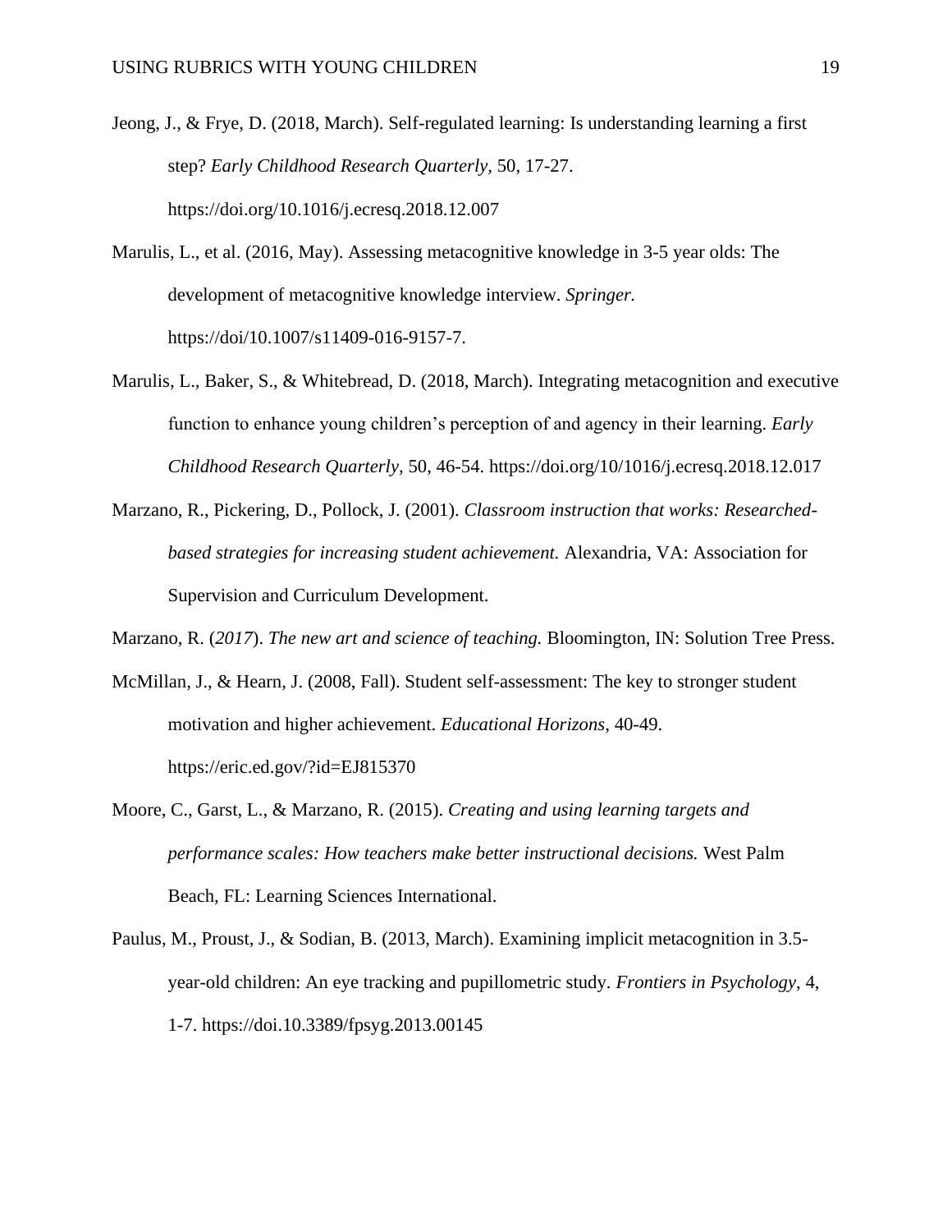Jeong, J., & Frye, D. (2018, March). Self-regulated learning: Is understanding learning a first step? *Early Childhood Research Quarterly,* 50, 17-27. https://doi.org/10.1016/j.ecresq.2018.12.007

Marulis, L., et al. (2016, May). Assessing metacognitive knowledge in 3-5 year olds: The development of metacognitive knowledge interview. *Springer.* https://doi/10.1007/s11409-016-9157-7.

Marulis, L., Baker, S., & Whitebread, D. (2018, March). Integrating metacognition and executive function to enhance young children's perception of and agency in their learning. *Early Childhood Research Quarterly,* 50, 46-54. https://doi.org/10/1016/j.ecresq.2018.12.017

Marzano, R., Pickering, D., Pollock, J. (2001). *Classroom instruction that works: Researched-based strategies for increasing student achievement.* Alexandria, VA: Association for Supervision and Curriculum Development.

Marzano, R. (*2017*). *The new art and science of teaching.* Bloomington, IN: Solution Tree Press.

McMillan, J., & Hearn, J. (2008, Fall). Student self-assessment: The key to stronger student motivation and higher achievement. *Educational Horizons*, 40-49. https://eric.ed.gov/?id=EJ815370

Moore, C., Garst, L., & Marzano, R. (2015). *Creating and using learning targets and performance scales: How teachers make better instructional decisions.* West Palm Beach, FL: Learning Sciences International.

Paulus, M., Proust, J., & Sodian, B. (2013, March). Examining implicit metacognition in 3.5-year-old children: An eye tracking and pupillometric study. *Frontiers in Psychology*, 4, 1-7. https://doi.10.3389/fpsyg.2013.00145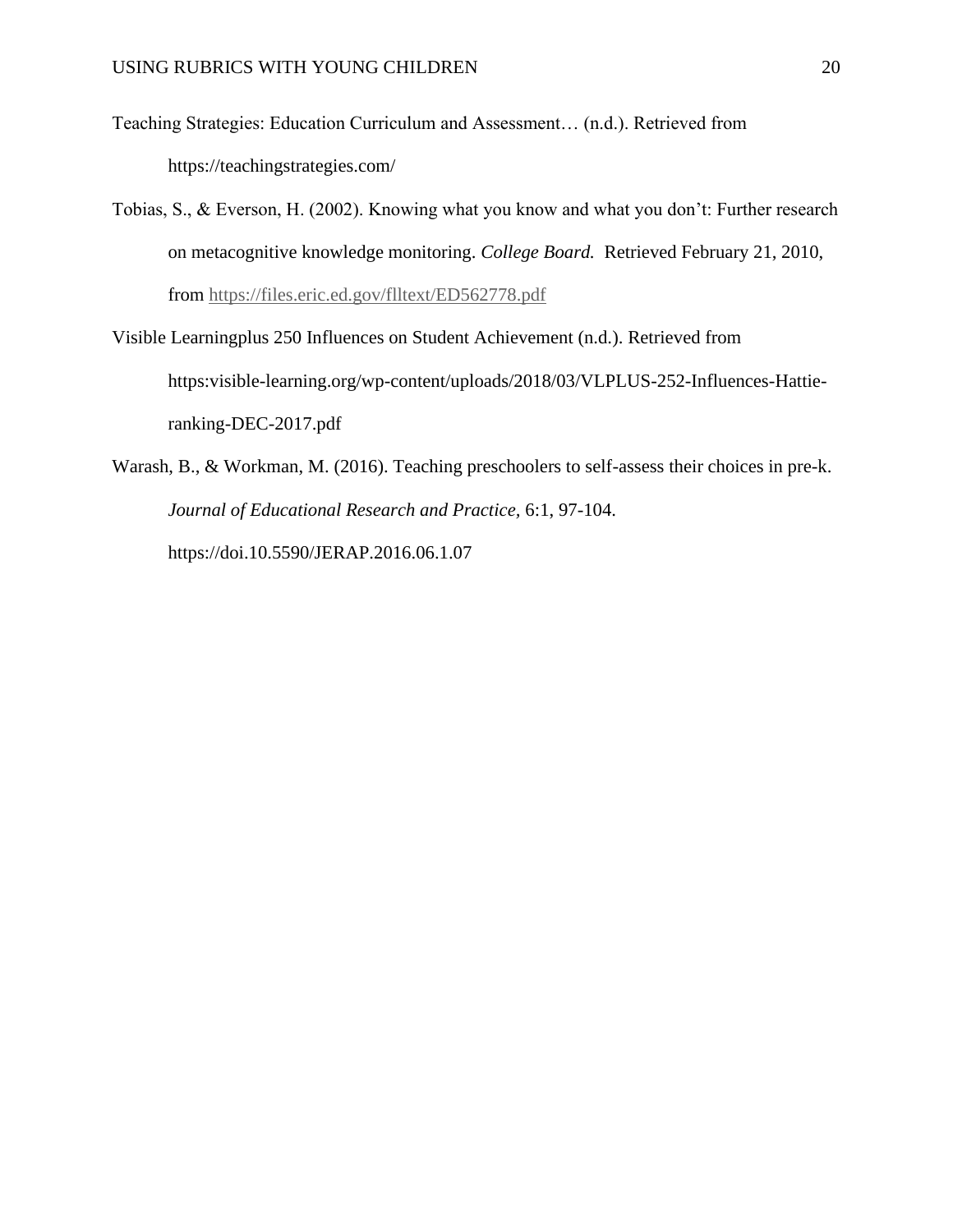Teaching Strategies: Education Curriculum and Assessment… (n.d.). Retrieved from https://teachingstrategies.com/

Tobias, S., & Everson, H. (2002). Knowing what you know and what you don't: Further research on metacognitive knowledge monitoring. *College Board.* Retrieved February 21, 2010, from https://files.eric.ed.gov/flltext/ED562778.pdf

Visible Learningplus 250 Influences on Student Achievement (n.d.). Retrieved from https:visible-learning.org/wp-content/uploads/2018/03/VLPLUS-252-Influences-Hattie-ranking-DEC-2017.pdf

Warash, B., & Workman, M. (2016). Teaching preschoolers to self-assess their choices in pre-k. *Journal of Educational Research and Practice,* 6:1, 97-104. https://doi.10.5590/JERAP.2016.06.1.07